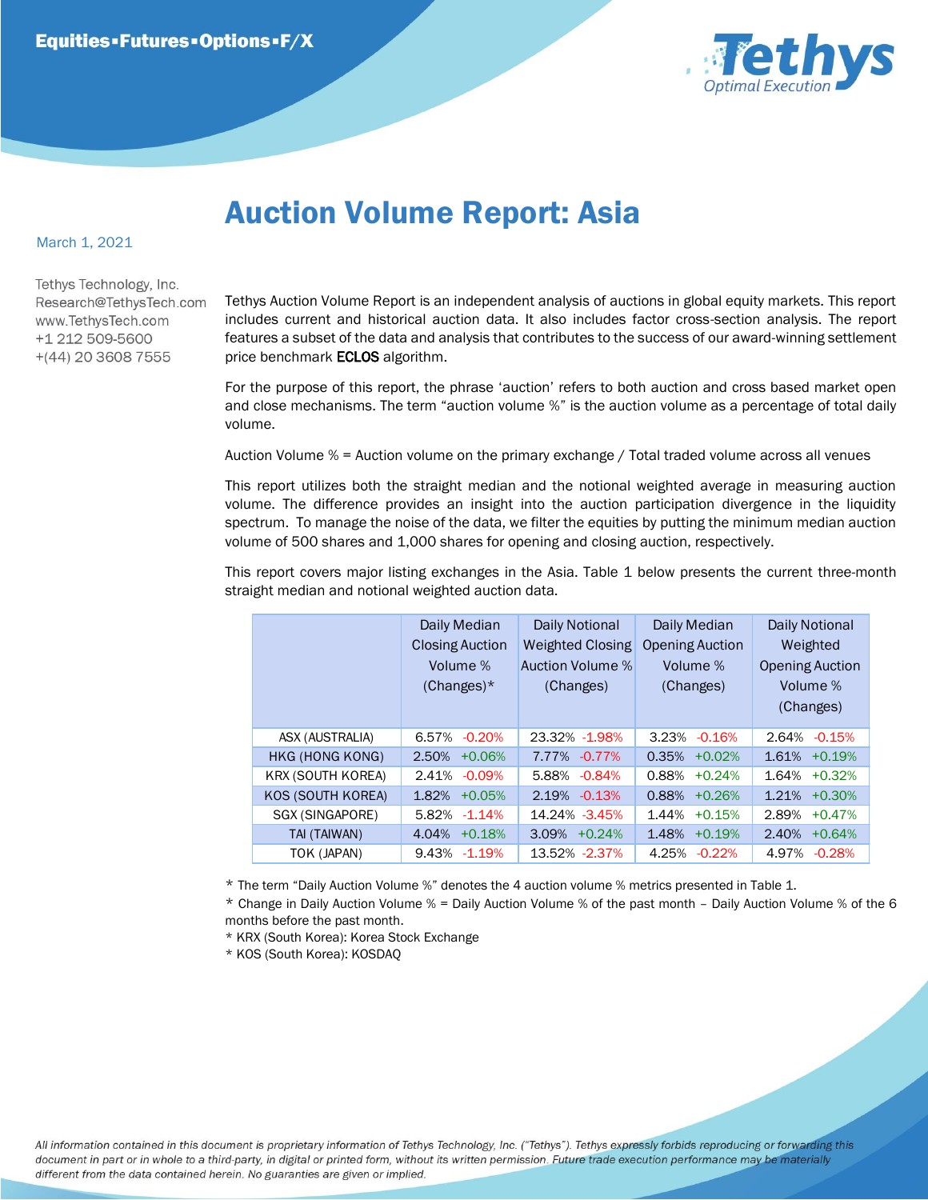Equities▪Futures▪Options▪F/X

Tethys Optimal Execution

# Auction Volume Report: Asia

March 1, 2021

Tethys Technology, Inc.
Research@TethysTech.com
www.TethysTech.com
+1 212 509-5600
+(44) 20 3608 7555

Tethys Auction Volume Report is an independent analysis of auctions in global equity markets. This report includes current and historical auction data. It also includes factor cross-section analysis. The report features a subset of the data and analysis that contributes to the success of our award-winning settlement price benchmark **ECLOS** algorithm.

For the purpose of this report, the phrase 'auction' refers to both auction and cross based market open and close mechanisms. The term "auction volume %" is the auction volume as a percentage of total daily volume.

Auction Volume % = Auction volume on the primary exchange / Total traded volume across all venues

This report utilizes both the straight median and the notional weighted average in measuring auction volume. The difference provides an insight into the auction participation divergence in the liquidity spectrum. To manage the noise of the data, we filter the equities by putting the minimum median auction volume of 500 shares and 1,000 shares for opening and closing auction, respectively.

This report covers major listing exchanges in the Asia. Table 1 below presents the current three-month straight median and notional weighted auction data.

| | Daily Median Closing Auction Volume % (Changes)* | Daily Notional Weighted Closing Auction Volume % (Changes) | Daily Median Opening Auction Volume % (Changes) | Daily Notional Weighted Opening Auction Volume % (Changes) |
|---|---|---|---|---|
| ASX (AUSTRALIA) | 6.57% -0.20% | 23.32% -1.98% | 3.23% -0.16% | 2.64% -0.15% |
| HKG (HONG KONG) | 2.50% +0.06% | 7.77% -0.77% | 0.35% +0.02% | 1.61% +0.19% |
| KRX (SOUTH KOREA) | 2.41% -0.09% | 5.88% -0.84% | 0.88% +0.24% | 1.64% +0.32% |
| KOS (SOUTH KOREA) | 1.82% +0.05% | 2.19% -0.13% | 0.88% +0.26% | 1.21% +0.30% |
| SGX (SINGAPORE) | 5.82% -1.14% | 14.24% -3.45% | 1.44% +0.15% | 2.89% +0.47% |
| TAI (TAIWAN) | 4.04% +0.18% | 3.09% +0.24% | 1.48% +0.19% | 2.40% +0.64% |
| TOK (JAPAN) | 9.43% -1.19% | 13.52% -2.37% | 4.25% -0.22% | 4.97% -0.28% |

* The term "Daily Auction Volume %" denotes the 4 auction volume % metrics presented in Table 1.
* Change in Daily Auction Volume % = Daily Auction Volume % of the past month – Daily Auction Volume % of the 6 months before the past month.
* KRX (South Korea): Korea Stock Exchange
* KOS (South Korea): KOSDAQ

*All information contained in this document is proprietary information of Tethys Technology, Inc. ("Tethys"). Tethys expressly forbids reproducing or forwarding this document in part or in whole to a third-party, in digital or printed form, without its written permission. Future trade execution performance may be materially different from the data contained herein. No guarantees are given or implied.*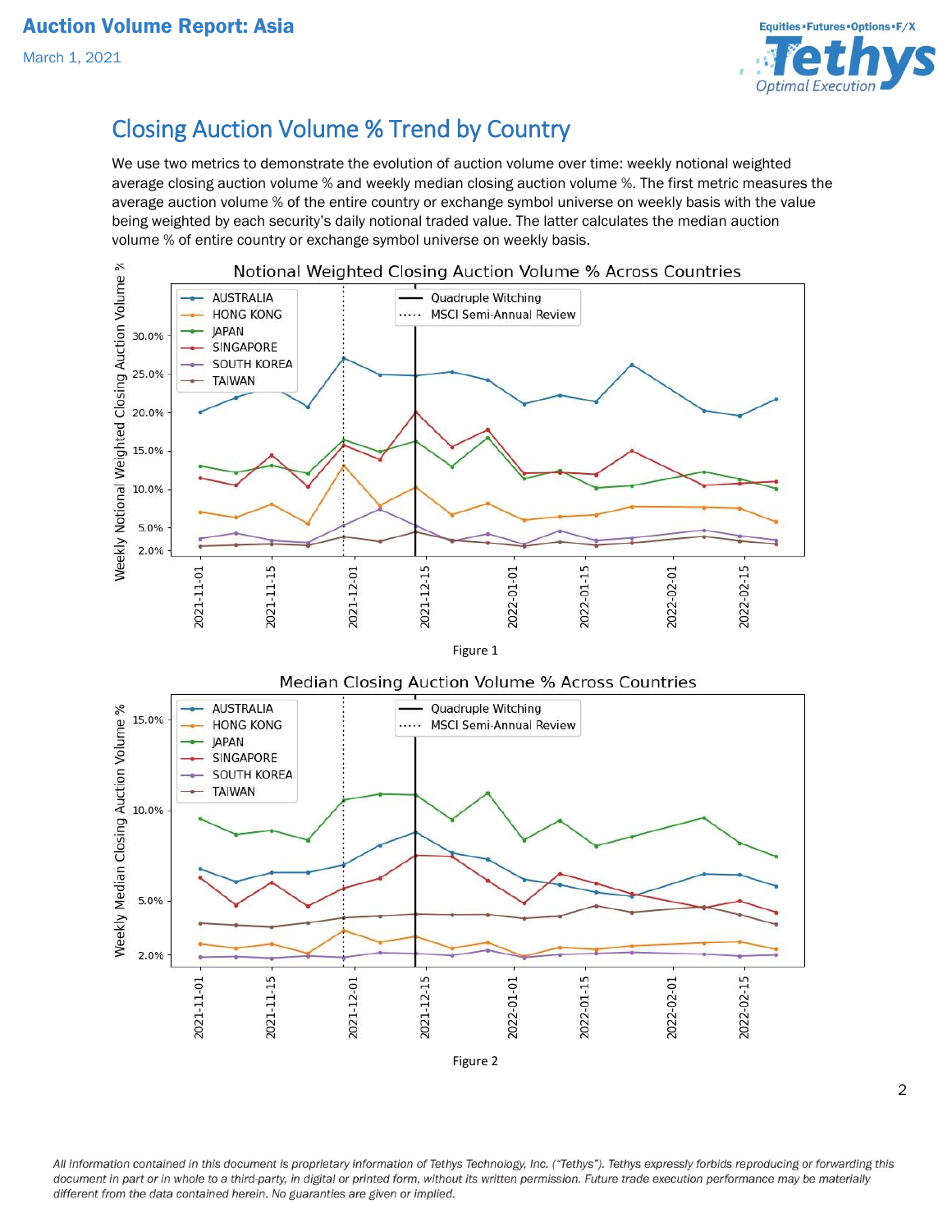Auction Volume Report: Asia

March 1, 2021

## Closing Auction Volume % Trend by Country

We use two metrics to demonstrate the evolution of auction volume over time: weekly notional weighted average closing auction volume % and weekly median closing auction volume %. The first metric measures the average auction volume % of the entire country or exchange symbol universe on weekly basis with the value being weighted by each security's daily notional traded value. The latter calculates the median auction volume % of entire country or exchange symbol universe on weekly basis.

Notional Weighted Closing Auction Volume % Across Countries

Weekly Notional Weighted Closing Auction Volume %

AUSTRALIA
HONG KONG
JAPAN
SINGAPORE
SOUTH KOREA
TAIWAN

Quadruple Witching
MSCI Semi-Annual Review

30.0%
25.0%
20.0%
15.0%
10.0%
5.0%
2.0%

2021-11-01
2021-11-15
2021-12-01
2021-12-15
2022-01-01
2022-01-15
2022-02-01
2022-02-15

Figure 1

Median Closing Auction Volume % Across Countries

Weekly Median Closing Auction Volume %

AUSTRALIA
HONG KONG
JAPAN
SINGAPORE
SOUTH KOREA
TAIWAN

Quadruple Witching
MSCI Semi-Annual Review

15.0%
10.0%
5.0%
2.0%

2021-11-01
2021-11-15
2021-12-01
2021-12-15
2022-01-01
2022-01-15
2022-02-01
2022-02-15

Figure 2

*All information contained in this document is proprietary information of Tethys Technology, Inc. ("Tethys"). Tethys expressly forbids reproducing or forwarding this document in part or in whole to a third-party, in digital or printed form, without its written permission. Future trade execution performance may be materially different from the data contained herein. No guaranties are given or implied.*